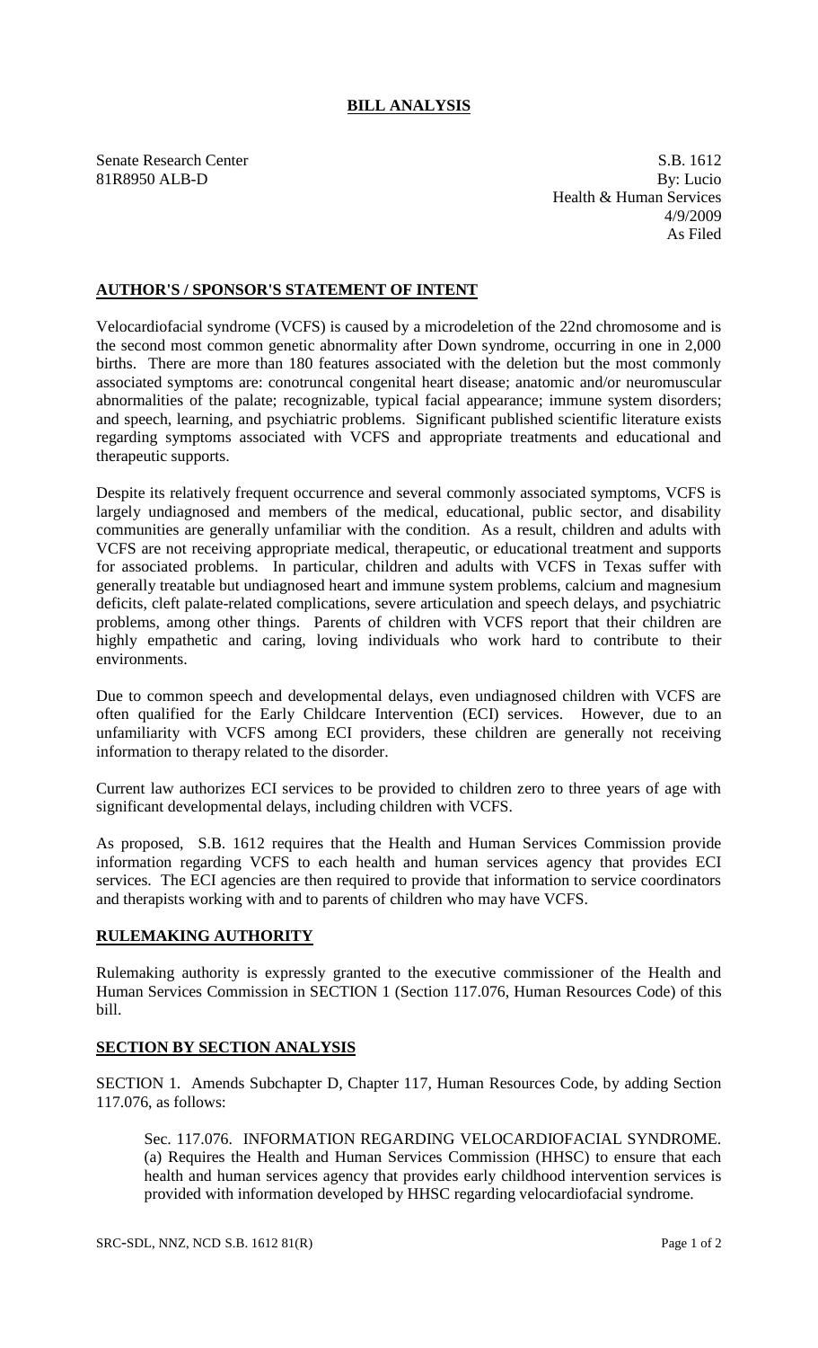# BILL ANALYSIS

Senate Research Center
81R8950 ALB-D

S.B. 1612
By: Lucio
Health & Human Services
4/9/2009
As Filed

## AUTHOR'S / SPONSOR'S STATEMENT OF INTENT

Velocardiofacial syndrome (VCFS) is caused by a microdeletion of the 22nd chromosome and is the second most common genetic abnormality after Down syndrome, occurring in one in 2,000 births. There are more than 180 features associated with the deletion but the most commonly associated symptoms are: conotruncal congenital heart disease; anatomic and/or neuromuscular abnormalities of the palate; recognizable, typical facial appearance; immune system disorders; and speech, learning, and psychiatric problems. Significant published scientific literature exists regarding symptoms associated with VCFS and appropriate treatments and educational and therapeutic supports.

Despite its relatively frequent occurrence and several commonly associated symptoms, VCFS is largely undiagnosed and members of the medical, educational, public sector, and disability communities are generally unfamiliar with the condition. As a result, children and adults with VCFS are not receiving appropriate medical, therapeutic, or educational treatment and supports for associated problems. In particular, children and adults with VCFS in Texas suffer with generally treatable but undiagnosed heart and immune system problems, calcium and magnesium deficits, cleft palate-related complications, severe articulation and speech delays, and psychiatric problems, among other things. Parents of children with VCFS report that their children are highly empathetic and caring, loving individuals who work hard to contribute to their environments.

Due to common speech and developmental delays, even undiagnosed children with VCFS are often qualified for the Early Childcare Intervention (ECI) services. However, due to an unfamiliarity with VCFS among ECI providers, these children are generally not receiving information to therapy related to the disorder.

Current law authorizes ECI services to be provided to children zero to three years of age with significant developmental delays, including children with VCFS.

As proposed, S.B. 1612 requires that the Health and Human Services Commission provide information regarding VCFS to each health and human services agency that provides ECI services. The ECI agencies are then required to provide that information to service coordinators and therapists working with and to parents of children who may have VCFS.

## RULEMAKING AUTHORITY

Rulemaking authority is expressly granted to the executive commissioner of the Health and Human Services Commission in SECTION 1 (Section 117.076, Human Resources Code) of this bill.

## SECTION BY SECTION ANALYSIS

SECTION 1. Amends Subchapter D, Chapter 117, Human Resources Code, by adding Section 117.076, as follows:

Sec. 117.076. INFORMATION REGARDING VELOCARDIOFACIAL SYNDROME. (a) Requires the Health and Human Services Commission (HHSC) to ensure that each health and human services agency that provides early childhood intervention services is provided with information developed by HHSC regarding velocardiofacial syndrome.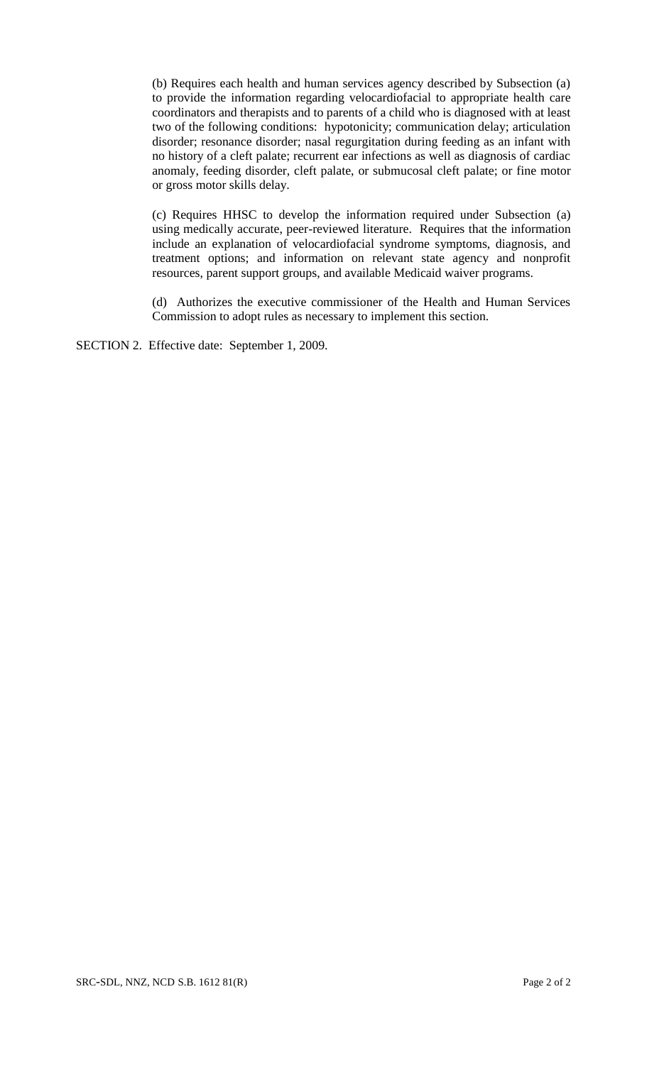(b) Requires each health and human services agency described by Subsection (a) to provide the information regarding velocardiofacial to appropriate health care coordinators and therapists and to parents of a child who is diagnosed with at least two of the following conditions: hypotonicity; communication delay; articulation disorder; resonance disorder; nasal regurgitation during feeding as an infant with no history of a cleft palate; recurrent ear infections as well as diagnosis of cardiac anomaly, feeding disorder, cleft palate, or submucosal cleft palate; or fine motor or gross motor skills delay.

(c) Requires HHSC to develop the information required under Subsection (a) using medically accurate, peer-reviewed literature. Requires that the information include an explanation of velocardiofacial syndrome symptoms, diagnosis, and treatment options; and information on relevant state agency and nonprofit resources, parent support groups, and available Medicaid waiver programs.

(d) Authorizes the executive commissioner of the Health and Human Services Commission to adopt rules as necessary to implement this section.

SECTION 2. Effective date: September 1, 2009.